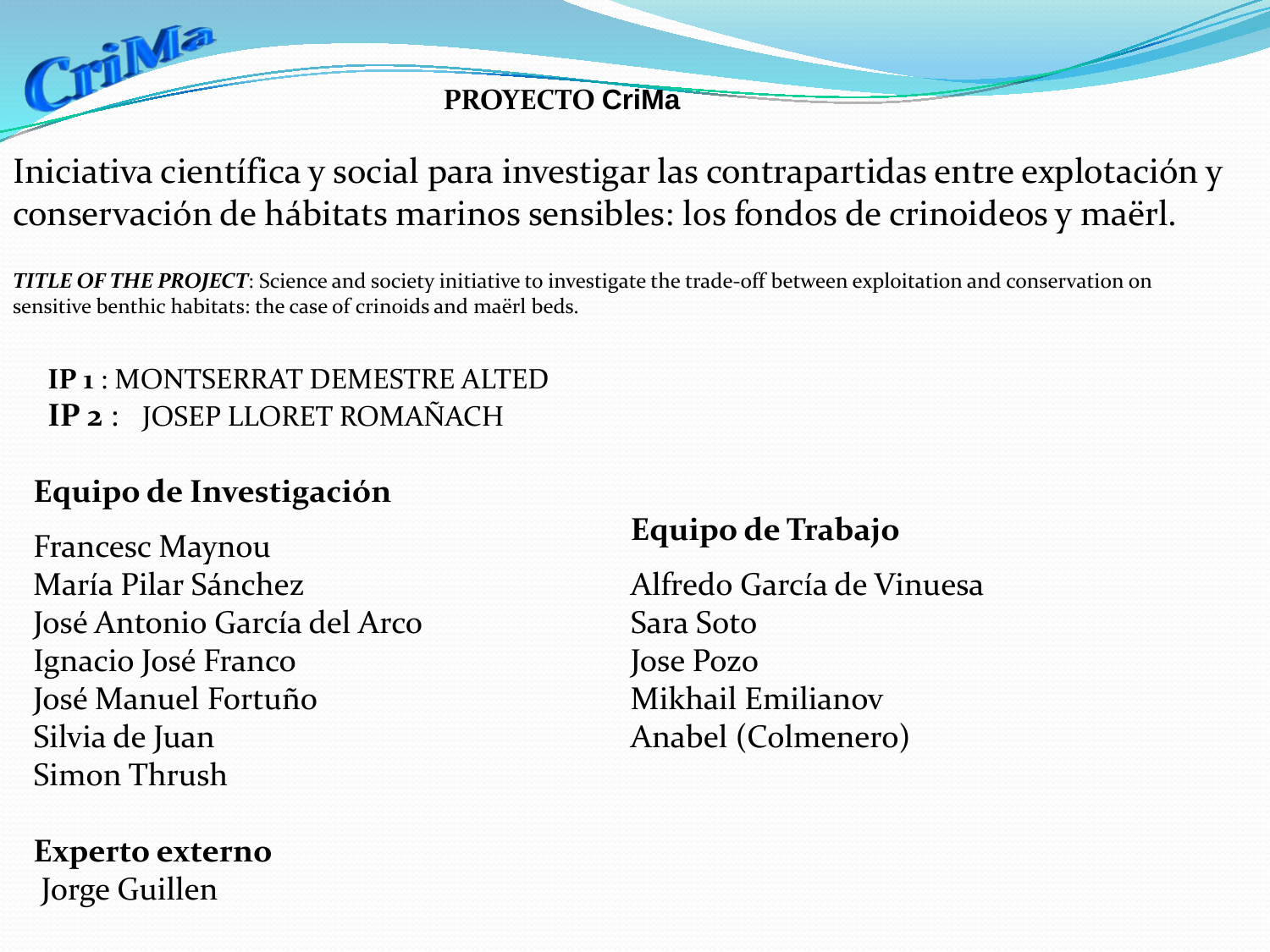CriMa

# PROYECTO CriMa

## Iniciativa científica y social para investigar las contrapartidas entre explotación y conservación de hábitats marinos sensibles: los fondos de crinoideos y maërl.

***TITLE OF THE PROJECT***: Science and society initiative to investigate the trade-off between exploitation and conservation on sensitive benthic habitats: the case of crinoids and maërl beds.

**IP 1** : MONTSERRAT DEMESTRE ALTED
**IP 2** : JOSEP LLORET ROMAÑACH

### Equipo de Investigación

Francesc Maynou
María Pilar Sánchez
José Antonio García del Arco
Ignacio José Franco
José Manuel Fortuño
Silvia de Juan
Simon Thrush

### Equipo de Trabajo

Alfredo García de Vinuesa
Sara Soto
Jose Pozo
Mikhail Emilianov
Anabel (Colmenero)

### Experto externo

Jorge Guillen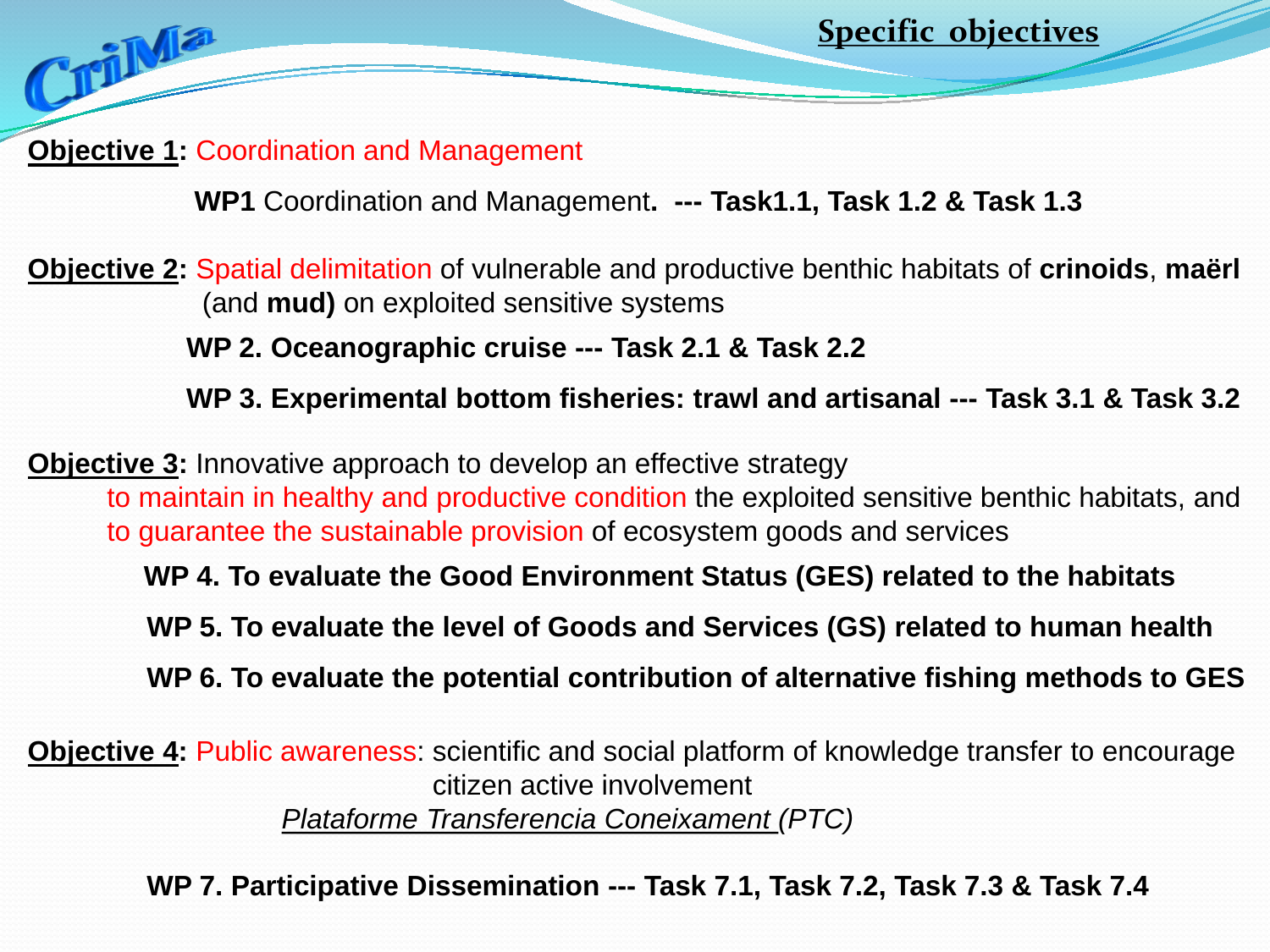## Specific objectives

**Objective 1:** Coordination and Management

**WP1** Coordination and Management**. --- Task1.1, Task 1.2 & Task 1.3**

**Objective 2:** Spatial delimitation of vulnerable and productive benthic habitats of **crinoids**, **maërl** (and **mud)** on exploited sensitive systems

**WP 2. Oceanographic cruise --- Task 2.1 & Task 2.2**

**WP 3. Experimental bottom fisheries: trawl and artisanal --- Task 3.1 & Task 3.2**

**Objective 3:** Innovative approach to develop an effective strategy to maintain in healthy and productive condition the exploited sensitive benthic habitats, and to guarantee the sustainable provision of ecosystem goods and services

**WP 4. To evaluate the Good Environment Status (GES) related to the habitats**

**WP 5. To evaluate the level of Goods and Services (GS) related to human health**

**WP 6. To evaluate the potential contribution of alternative fishing methods to GES**

**Objective 4:** Public awareness: scientific and social platform of knowledge transfer to encourage citizen active involvement

*Plataforme Transferencia Coneixament (PTC)*

**WP 7. Participative Dissemination --- Task 7.1, Task 7.2, Task 7.3 & Task 7.4**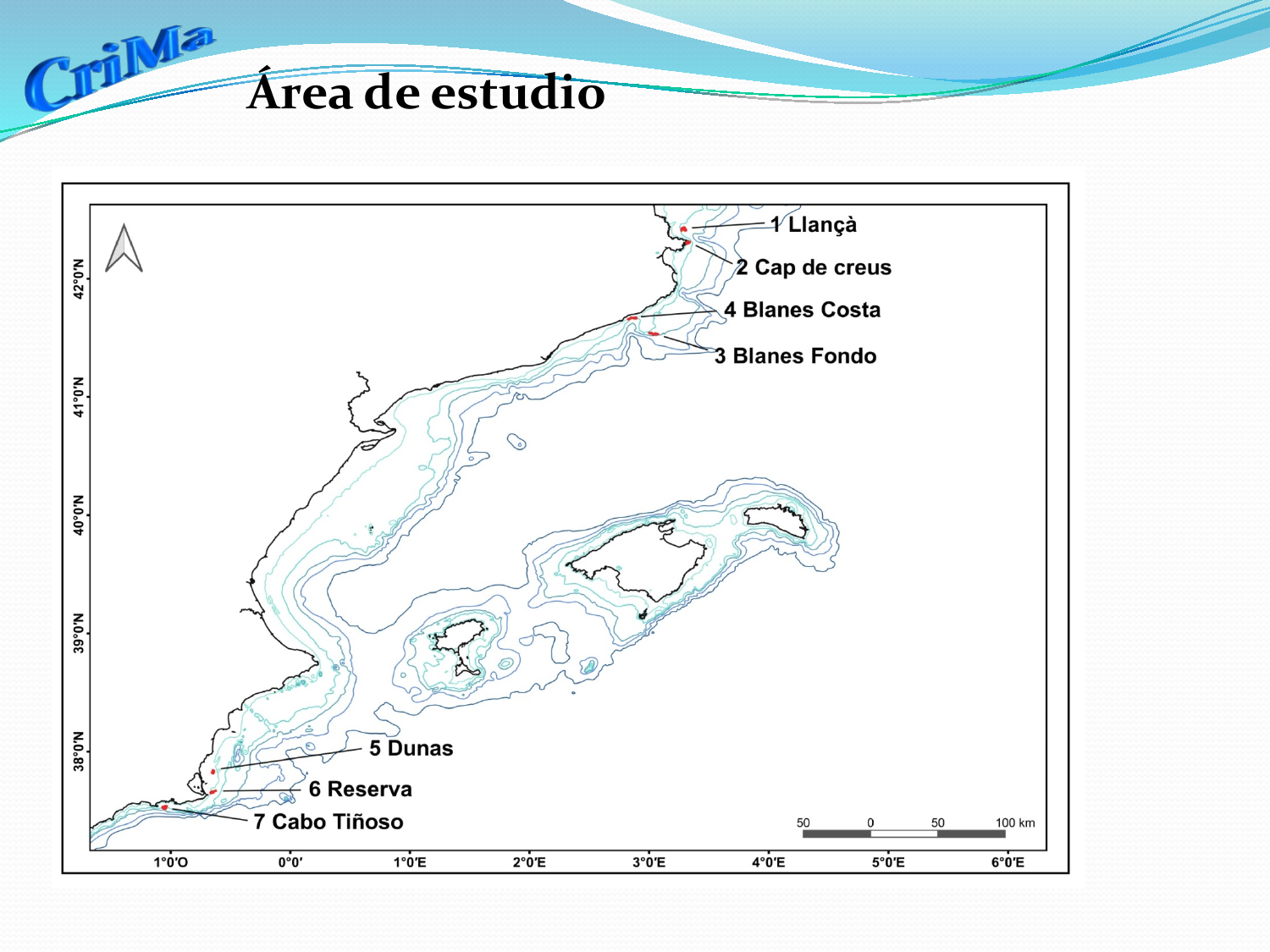# Área de estudio

1 Llançà

2 Cap de creus

4 Blanes Costa

3 Blanes Fondo

5 Dunas

6 Reserva

7 Cabo Tiñoso

42°0'N

41°0'N

40°0'N

39°0'N

38°0'N

1°0'O 0°0' 1°0'E 2°0'E 3°0'E 4°0'E 5°0'E 6°0'E

50 0 50 100 km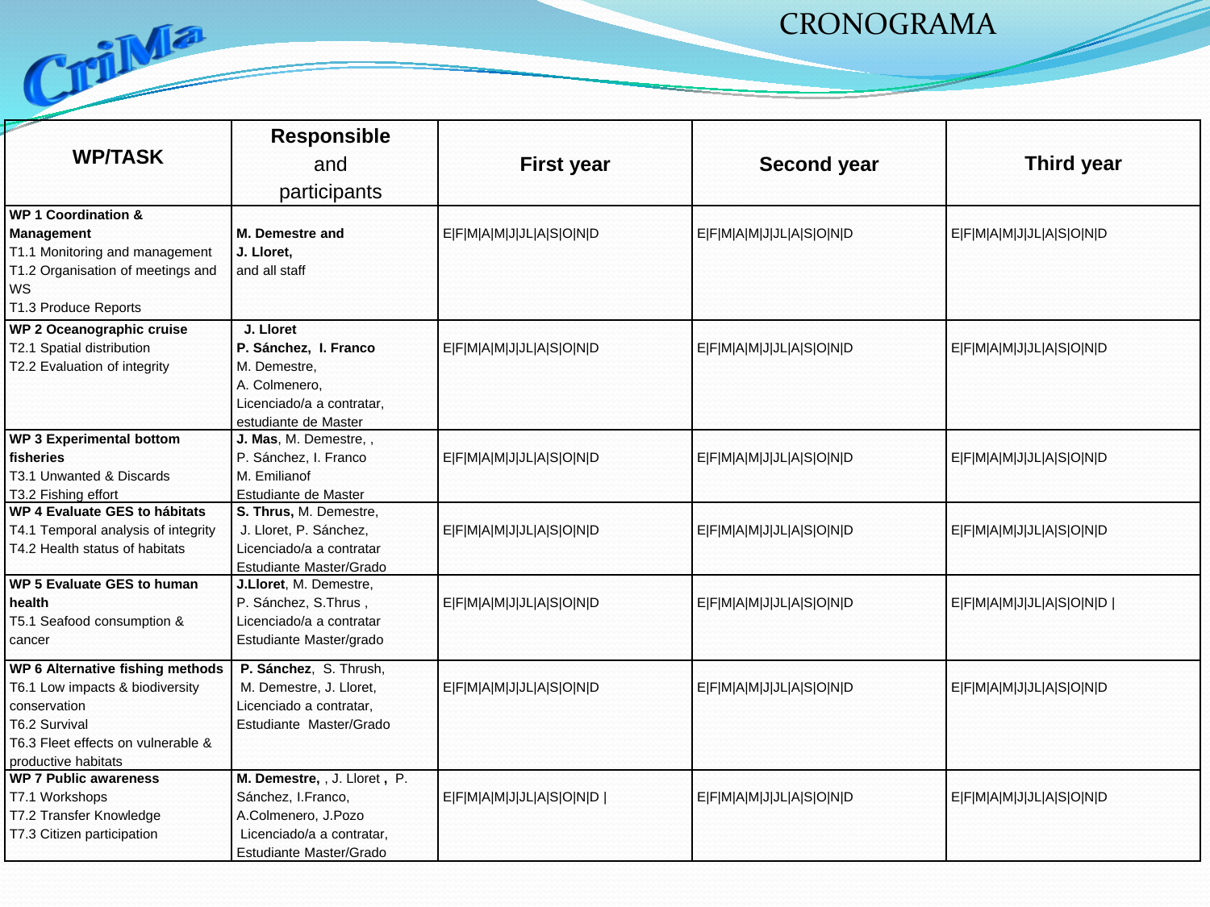# CRONOGRAMA

| WP/TASK | **Responsible** and participants | First year | Second year | Third year |
|---|---|---|---|---|
| **WP 1 Coordination & Management**<br>T1.1 Monitoring and management<br>T1.2 Organisation of meetings and WS<br>T1.3 Produce Reports | **M. Demestre and J. Lloret,**<br>and all staff | E\|F\|M\|A\|M\|J\|JL\|A\|S\|O\|N\|D | E\|F\|M\|A\|M\|J\|JL\|A\|S\|O\|N\|D | E\|F\|M\|A\|M\|J\|JL\|A\|S\|O\|N\|D |
| **WP 2 Oceanographic cruise**<br>T2.1 Spatial distribution<br>T2.2 Evaluation of integrity | **J. Lloret**<br>**P. Sánchez, I. Franco**<br>M. Demestre,<br>A. Colmenero,<br>Licenciado/a a contratar,<br>estudiante de Master | E\|F\|M\|A\|M\|J\|JL\|A\|S\|O\|N\|D | E\|F\|M\|A\|M\|J\|JL\|A\|S\|O\|N\|D | E\|F\|M\|A\|M\|J\|JL\|A\|S\|O\|N\|D |
| **WP 3 Experimental bottom fisheries**<br>T3.1 Unwanted & Discards<br>T3.2 Fishing effort | **J. Mas**, M. Demestre, ,<br>P. Sánchez, I. Franco<br>M. Emilianof<br>Estudiante de Master | E\|F\|M\|A\|M\|J\|JL\|A\|S\|O\|N\|D | E\|F\|M\|A\|M\|J\|JL\|A\|S\|O\|N\|D | E\|F\|M\|A\|M\|J\|JL\|A\|S\|O\|N\|D |
| **WP 4 Evaluate GES to hábitats**<br>T4.1 Temporal analysis of integrity<br>T4.2 Health status of habitats | **S. Thrus,** M. Demestre,<br>J. Lloret, P. Sánchez,<br>Licenciado/a a contratar<br>Estudiante Master/Grado | E\|F\|M\|A\|M\|J\|JL\|A\|S\|O\|N\|D | E\|F\|M\|A\|M\|J\|JL\|A\|S\|O\|N\|D | E\|F\|M\|A\|M\|J\|JL\|A\|S\|O\|N\|D |
| **WP 5 Evaluate GES to human health**<br>T5.1 Seafood consumption & cancer | **J.Lloret**, M. Demestre,<br>P. Sánchez, S.Thrus ,<br>Licenciado/a a contratar<br>Estudiante Master/grado | E\|F\|M\|A\|M\|J\|JL\|A\|S\|O\|N\|D | E\|F\|M\|A\|M\|J\|JL\|A\|S\|O\|N\|D | E\|F\|M\|A\|M\|J\|JL\|A\|S\|O\|N\|D \| |
| **WP 6 Alternative fishing methods**<br>T6.1 Low impacts & biodiversity conservation<br>T6.2 Survival<br>T6.3 Fleet effects on vulnerable & productive habitats | **P. Sánchez**, S. Thrush,<br>M. Demestre, J. Lloret,<br>Licenciado a contratar,<br>Estudiante Master/Grado | E\|F\|M\|A\|M\|J\|JL\|A\|S\|O\|N\|D | E\|F\|M\|A\|M\|J\|JL\|A\|S\|O\|N\|D | E\|F\|M\|A\|M\|J\|JL\|A\|S\|O\|N\|D |
| **WP 7 Public awareness**<br>T7.1 Workshops<br>T7.2 Transfer Knowledge<br>T7.3 Citizen participation | **M. Demestre,** , J. Lloret **,** P. Sánchez, I.Franco,<br>A.Colmenero, J.Pozo<br>Licenciado/a a contratar,<br>Estudiante Master/Grado | E\|F\|M\|A\|M\|J\|JL\|A\|S\|O\|N\|D \| | E\|F\|M\|A\|M\|J\|JL\|A\|S\|O\|N\|D | E\|F\|M\|A\|M\|J\|JL\|A\|S\|O\|N\|D |